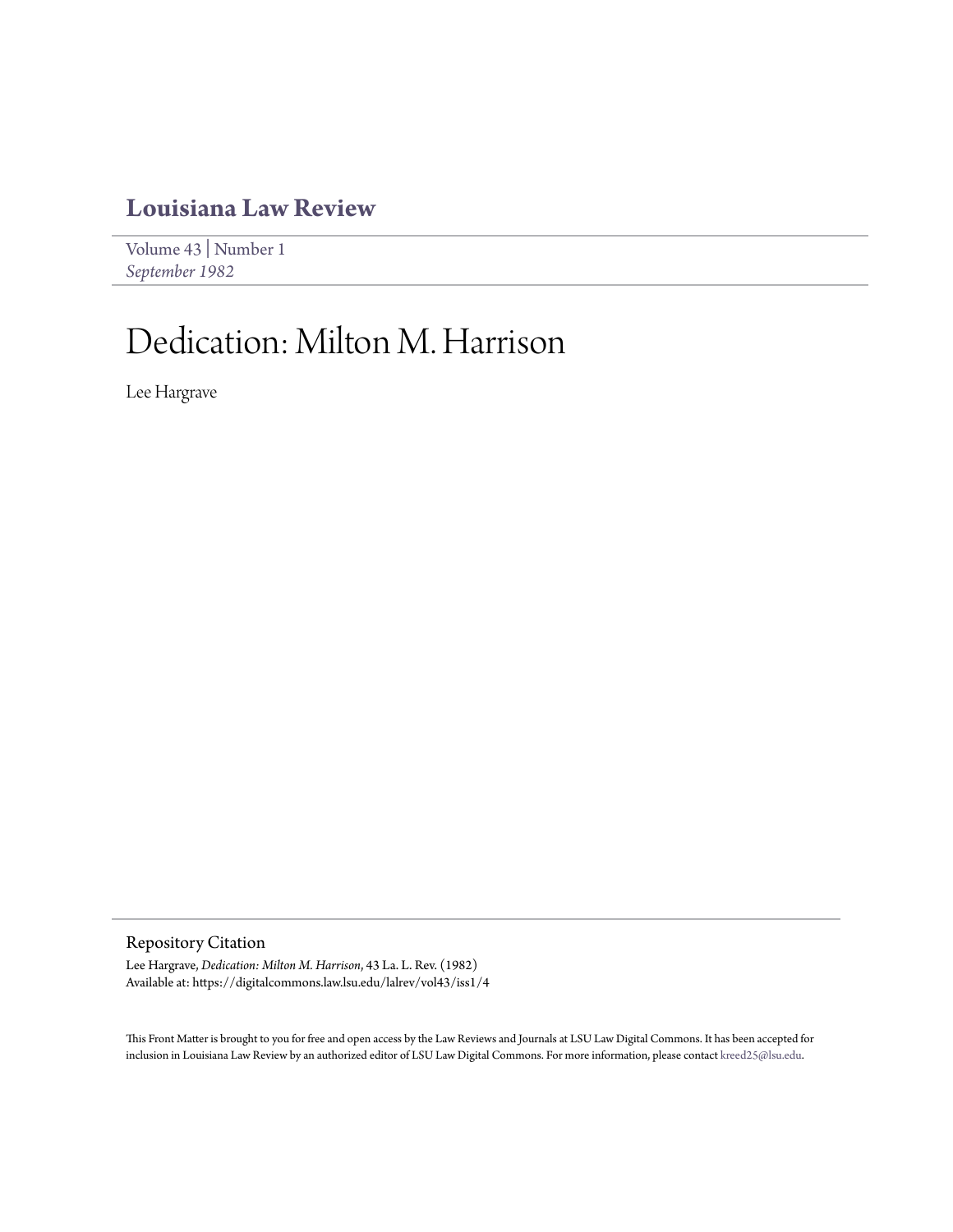# Louisiana Law Review

Volume 43 | Number 1
*September 1982*

# Dedication: Milton M. Harrison

Lee Hargrave

## Repository Citation

Lee Hargrave, *Dedication: Milton M. Harrison*, 43 La. L. Rev. (1982)
Available at: https://digitalcommons.law.lsu.edu/lalrev/vol43/iss1/4

This Front Matter is brought to you for free and open access by the Law Reviews and Journals at LSU Law Digital Commons. It has been accepted for inclusion in Louisiana Law Review by an authorized editor of LSU Law Digital Commons. For more information, please contact kreed25@lsu.edu.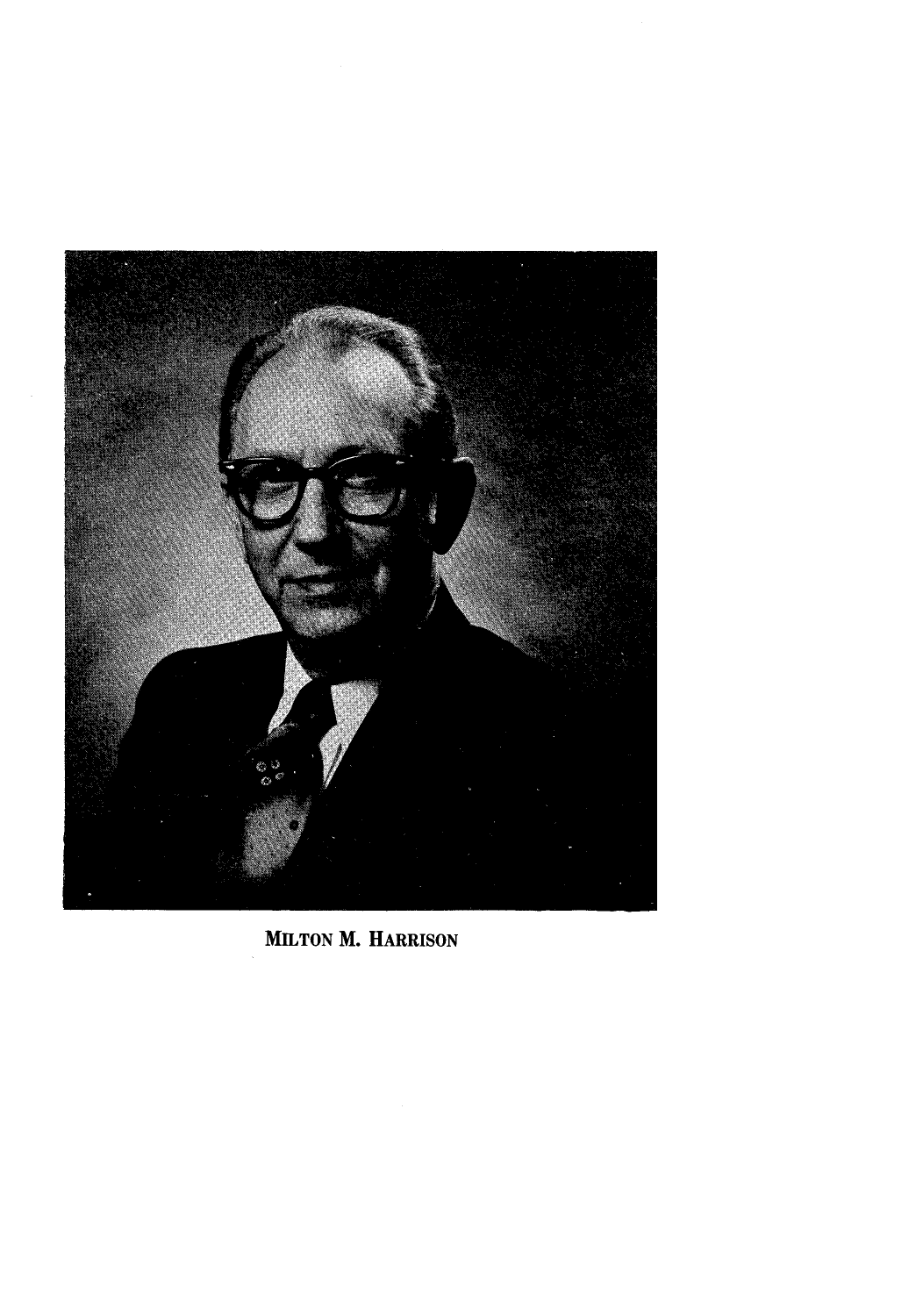MILTON M. HARRISON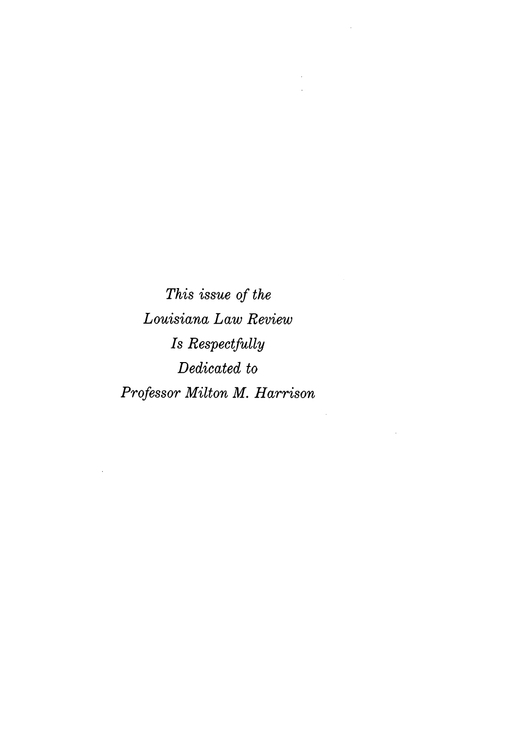*This issue of the*
*Louisiana Law Review*
*Is Respectfully*
*Dedicated to*
*Professor Milton M. Harrison*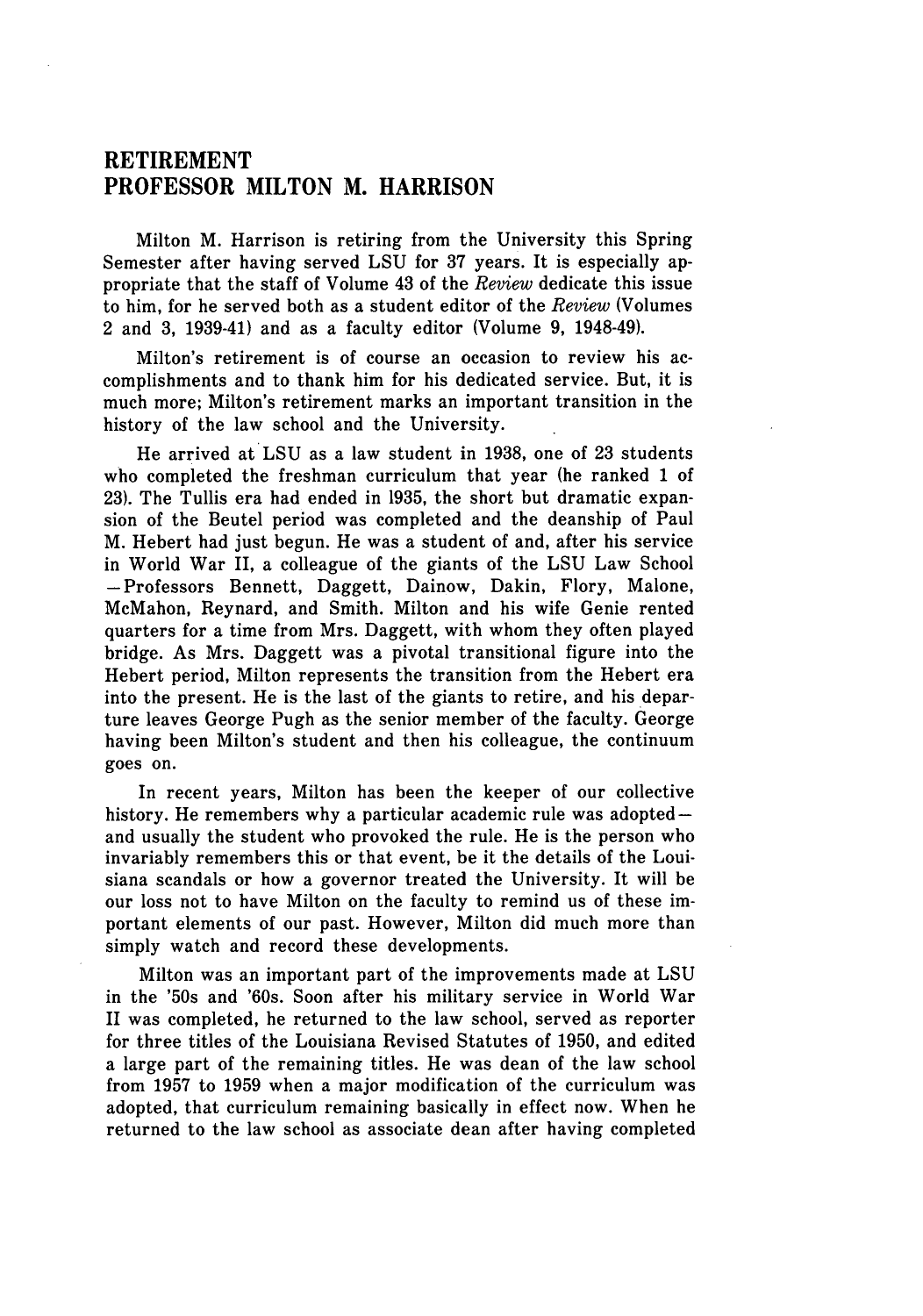## RETIREMENT
## PROFESSOR MILTON M. HARRISON

Milton M. Harrison is retiring from the University this Spring Semester after having served LSU for 37 years. It is especially appropriate that the staff of Volume 43 of the *Review* dedicate this issue to him, for he served both as a student editor of the *Review* (Volumes 2 and 3, 1939-41) and as a faculty editor (Volume 9, 1948-49).

Milton's retirement is of course an occasion to review his accomplishments and to thank him for his dedicated service. But, it is much more; Milton's retirement marks an important transition in the history of the law school and the University.

He arrived at LSU as a law student in 1938, one of 23 students who completed the freshman curriculum that year (he ranked 1 of 23). The Tullis era had ended in 1935, the short but dramatic expansion of the Beutel period was completed and the deanship of Paul M. Hebert had just begun. He was a student of and, after his service in World War II, a colleague of the giants of the LSU Law School —Professors Bennett, Daggett, Dainow, Dakin, Flory, Malone, McMahon, Reynard, and Smith. Milton and his wife Genie rented quarters for a time from Mrs. Daggett, with whom they often played bridge. As Mrs. Daggett was a pivotal transitional figure into the Hebert period, Milton represents the transition from the Hebert era into the present. He is the last of the giants to retire, and his departure leaves George Pugh as the senior member of the faculty. George having been Milton's student and then his colleague, the continuum goes on.

In recent years, Milton has been the keeper of our collective history. He remembers why a particular academic rule was adopted—and usually the student who provoked the rule. He is the person who invariably remembers this or that event, be it the details of the Louisiana scandals or how a governor treated the University. It will be our loss not to have Milton on the faculty to remind us of these important elements of our past. However, Milton did much more than simply watch and record these developments.

Milton was an important part of the improvements made at LSU in the '50s and '60s. Soon after his military service in World War II was completed, he returned to the law school, served as reporter for three titles of the Louisiana Revised Statutes of 1950, and edited a large part of the remaining titles. He was dean of the law school from 1957 to 1959 when a major modification of the curriculum was adopted, that curriculum remaining basically in effect now. When he returned to the law school as associate dean after having completed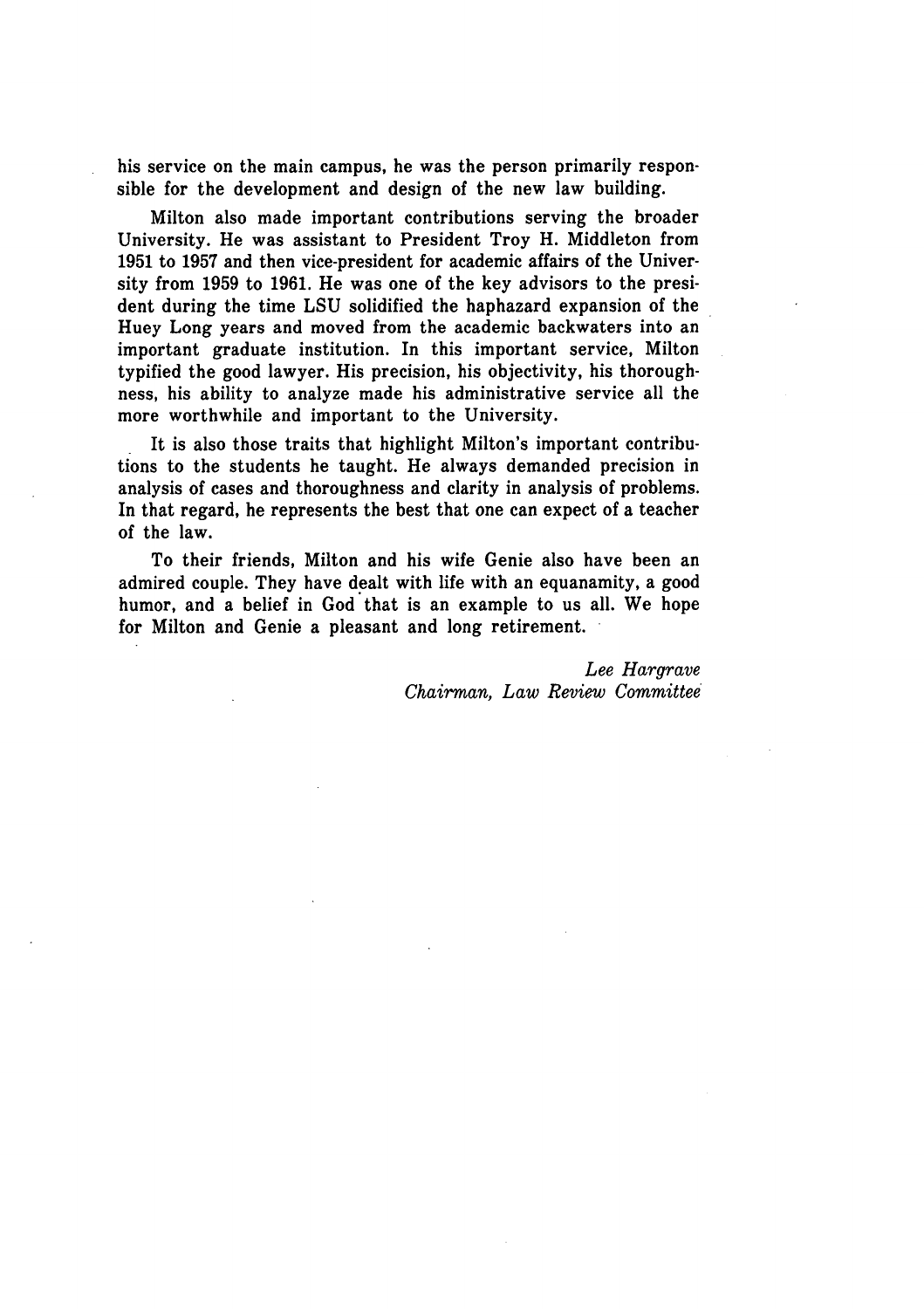his service on the main campus, he was the person primarily responsible for the development and design of the new law building.

Milton also made important contributions serving the broader University. He was assistant to President Troy H. Middleton from 1951 to 1957 and then vice-president for academic affairs of the University from 1959 to 1961. He was one of the key advisors to the president during the time LSU solidified the haphazard expansion of the Huey Long years and moved from the academic backwaters into an important graduate institution. In this important service, Milton typified the good lawyer. His precision, his objectivity, his thoroughness, his ability to analyze made his administrative service all the more worthwhile and important to the University.

It is also those traits that highlight Milton's important contributions to the students he taught. He always demanded precision in analysis of cases and thoroughness and clarity in analysis of problems. In that regard, he represents the best that one can expect of a teacher of the law.

To their friends, Milton and his wife Genie also have been an admired couple. They have dealt with life with an equanamity, a good humor, and a belief in God that is an example to us all. We hope for Milton and Genie a pleasant and long retirement.

*Lee Hargrave*
*Chairman, Law Review Committee*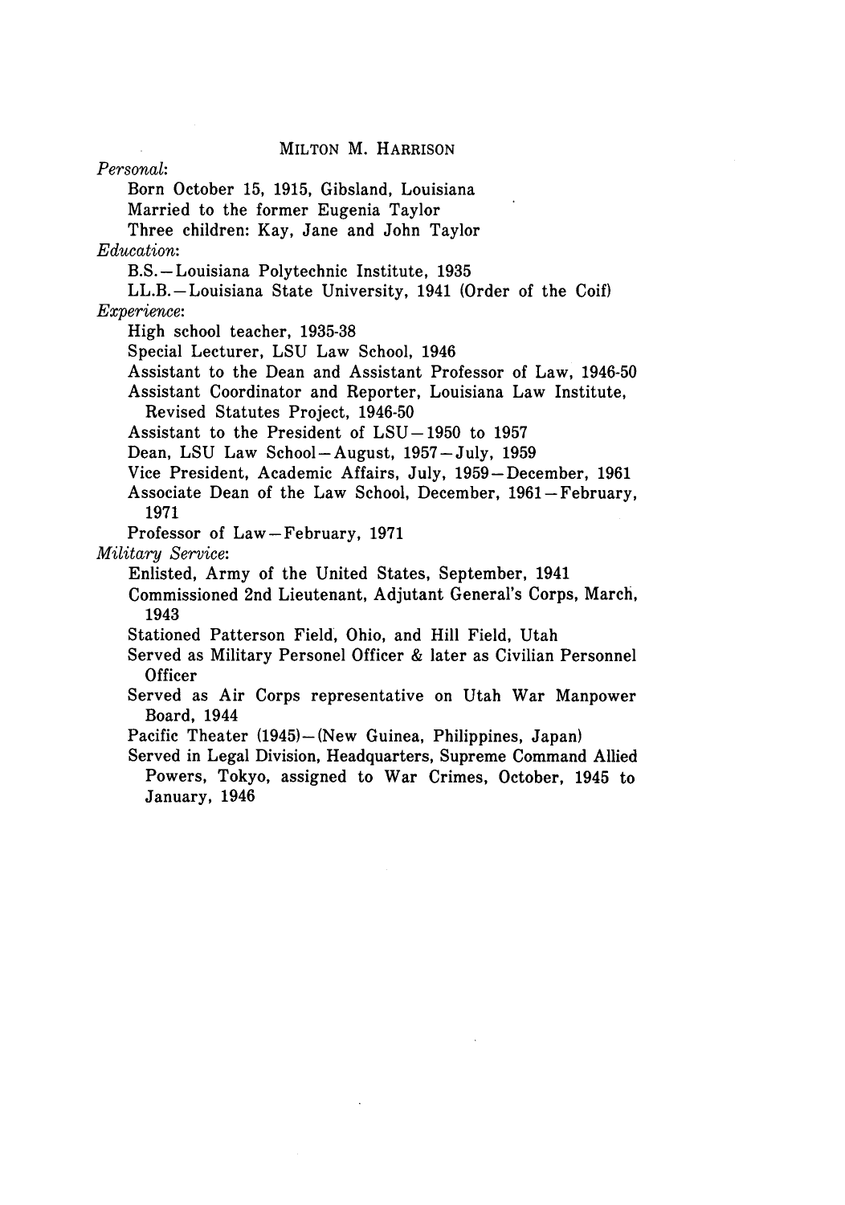## MILTON M. HARRISON

*Personal:*

Born October 15, 1915, Gibsland, Louisiana
Married to the former Eugenia Taylor
Three children: Kay, Jane and John Taylor

*Education:*

B.S.—Louisiana Polytechnic Institute, 1935
LL.B.—Louisiana State University, 1941 (Order of the Coif)

*Experience:*

High school teacher, 1935-38
Special Lecturer, LSU Law School, 1946
Assistant to the Dean and Assistant Professor of Law, 1946-50
Assistant Coordinator and Reporter, Louisiana Law Institute, Revised Statutes Project, 1946-50
Assistant to the President of LSU—1950 to 1957
Dean, LSU Law School—August, 1957—July, 1959
Vice President, Academic Affairs, July, 1959—December, 1961
Associate Dean of the Law School, December, 1961—February, 1971
Professor of Law—February, 1971

*Military Service:*

Enlisted, Army of the United States, September, 1941
Commissioned 2nd Lieutenant, Adjutant General's Corps, March, 1943
Stationed Patterson Field, Ohio, and Hill Field, Utah
Served as Military Personel Officer & later as Civilian Personnel Officer
Served as Air Corps representative on Utah War Manpower Board, 1944
Pacific Theater (1945)—(New Guinea, Philippines, Japan)
Served in Legal Division, Headquarters, Supreme Command Allied Powers, Tokyo, assigned to War Crimes, October, 1945 to January, 1946